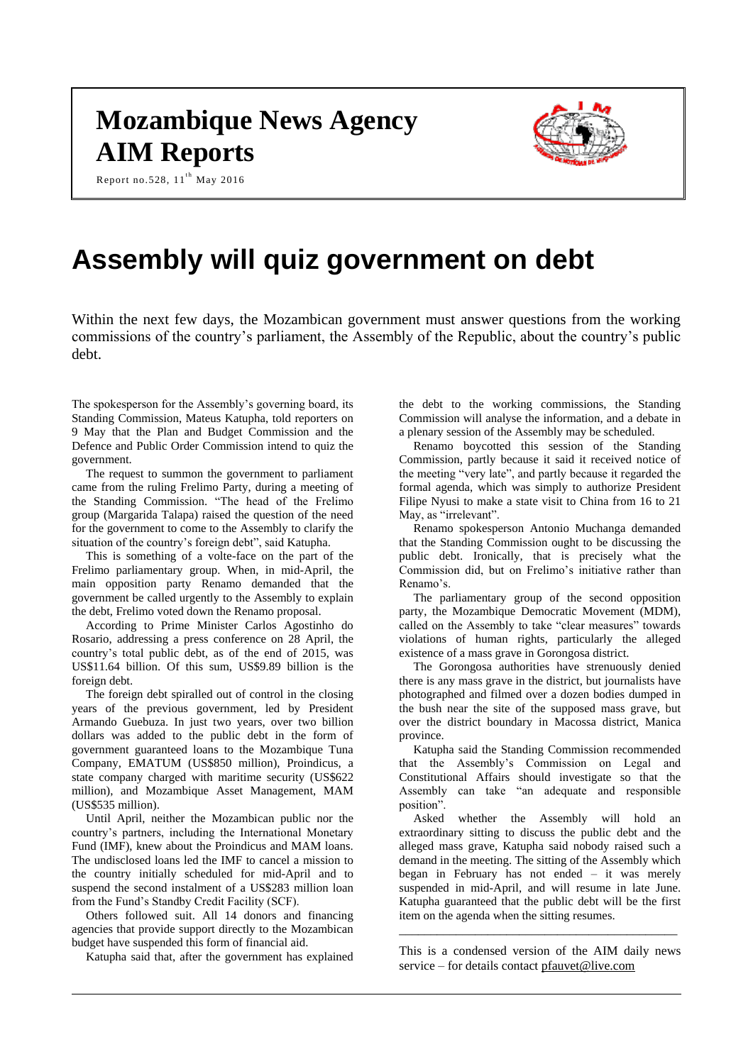# Mozambique News Agency
# AIM Reports

Report no.528, 11th May 2016

# Assembly will quiz government on debt

Within the next few days, the Mozambican government must answer questions from the working commissions of the country's parliament, the Assembly of the Republic, about the country's public debt.

The spokesperson for the Assembly's governing board, its Standing Commission, Mateus Katupha, told reporters on 9 May that the Plan and Budget Commission and the Defence and Public Order Commission intend to quiz the government.

The request to summon the government to parliament came from the ruling Frelimo Party, during a meeting of the Standing Commission. "The head of the Frelimo group (Margarida Talapa) raised the question of the need for the government to come to the Assembly to clarify the situation of the country's foreign debt", said Katupha.

This is something of a volte-face on the part of the Frelimo parliamentary group. When, in mid-April, the main opposition party Renamo demanded that the government be called urgently to the Assembly to explain the debt, Frelimo voted down the Renamo proposal.

According to Prime Minister Carlos Agostinho do Rosario, addressing a press conference on 28 April, the country's total public debt, as of the end of 2015, was US$11.64 billion. Of this sum, US$9.89 billion is the foreign debt.

The foreign debt spiralled out of control in the closing years of the previous government, led by President Armando Guebuza. In just two years, over two billion dollars was added to the public debt in the form of government guaranteed loans to the Mozambique Tuna Company, EMATUM (US$850 million), Proindicus, a state company charged with maritime security (US$622 million), and Mozambique Asset Management, MAM (US$535 million).

Until April, neither the Mozambican public nor the country's partners, including the International Monetary Fund (IMF), knew about the Proindicus and MAM loans. The undisclosed loans led the IMF to cancel a mission to the country initially scheduled for mid-April and to suspend the second instalment of a US$283 million loan from the Fund's Standby Credit Facility (SCF).

Others followed suit. All 14 donors and financing agencies that provide support directly to the Mozambican budget have suspended this form of financial aid.

Katupha said that, after the government has explained the debt to the working commissions, the Standing Commission will analyse the information, and a debate in a plenary session of the Assembly may be scheduled.

Renamo boycotted this session of the Standing Commission, partly because it said it received notice of the meeting "very late", and partly because it regarded the formal agenda, which was simply to authorize President Filipe Nyusi to make a state visit to China from 16 to 21 May, as "irrelevant".

Renamo spokesperson Antonio Muchanga demanded that the Standing Commission ought to be discussing the public debt. Ironically, that is precisely what the Commission did, but on Frelimo's initiative rather than Renamo's.

The parliamentary group of the second opposition party, the Mozambique Democratic Movement (MDM), called on the Assembly to take "clear measures" towards violations of human rights, particularly the alleged existence of a mass grave in Gorongosa district.

The Gorongosa authorities have strenuously denied there is any mass grave in the district, but journalists have photographed and filmed over a dozen bodies dumped in the bush near the site of the supposed mass grave, but over the district boundary in Macossa district, Manica province.

Katupha said the Standing Commission recommended that the Assembly's Commission on Legal and Constitutional Affairs should investigate so that the Assembly can take "an adequate and responsible position".

Asked whether the Assembly will hold an extraordinary sitting to discuss the public debt and the alleged mass grave, Katupha said nobody raised such a demand in the meeting. The sitting of the Assembly which began in February has not ended – it was merely suspended in mid-April, and will resume in late June. Katupha guaranteed that the public debt will be the first item on the agenda when the sitting resumes.

---

This is a condensed version of the AIM daily news service – for details contact pfauvet@live.com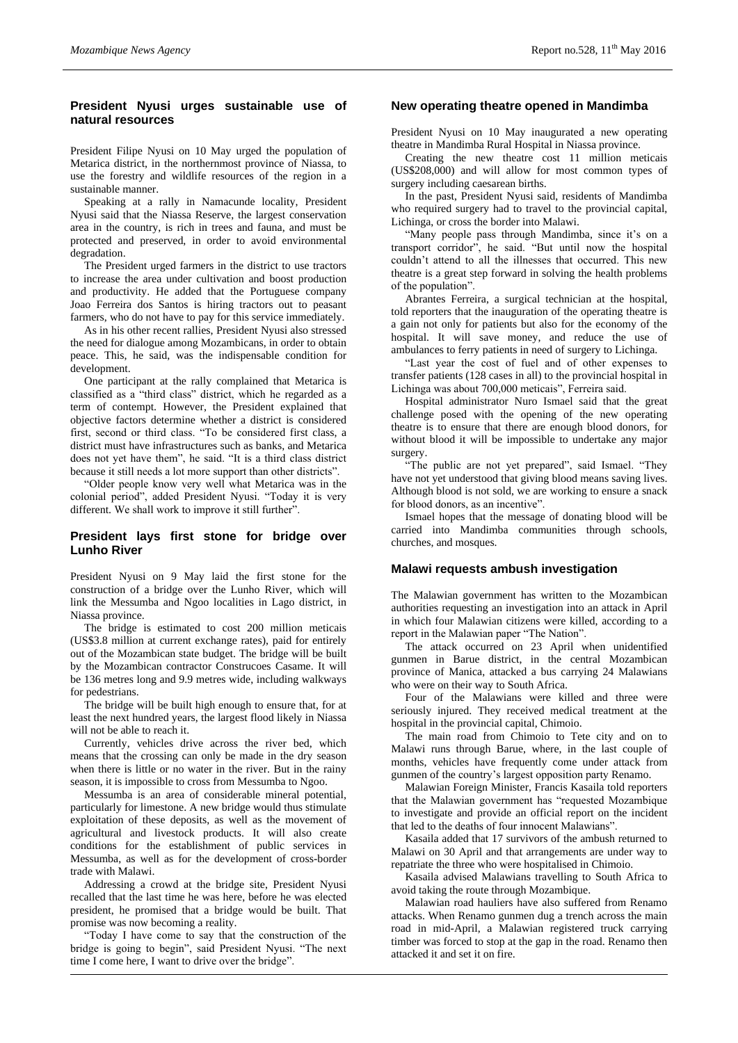## President Nyusi urges sustainable use of natural resources

President Filipe Nyusi on 10 May urged the population of Metarica district, in the northernmost province of Niassa, to use the forestry and wildlife resources of the region in a sustainable manner.

Speaking at a rally in Namacunde locality, President Nyusi said that the Niassa Reserve, the largest conservation area in the country, is rich in trees and fauna, and must be protected and preserved, in order to avoid environmental degradation.

The President urged farmers in the district to use tractors to increase the area under cultivation and boost production and productivity. He added that the Portuguese company Joao Ferreira dos Santos is hiring tractors out to peasant farmers, who do not have to pay for this service immediately.

As in his other recent rallies, President Nyusi also stressed the need for dialogue among Mozambicans, in order to obtain peace. This, he said, was the indispensable condition for development.

One participant at the rally complained that Metarica is classified as a "third class" district, which he regarded as a term of contempt. However, the President explained that objective factors determine whether a district is considered first, second or third class. "To be considered first class, a district must have infrastructures such as banks, and Metarica does not yet have them", he said. "It is a third class district because it still needs a lot more support than other districts".

"Older people know very well what Metarica was in the colonial period", added President Nyusi. "Today it is very different. We shall work to improve it still further".

## President lays first stone for bridge over Lunho River

President Nyusi on 9 May laid the first stone for the construction of a bridge over the Lunho River, which will link the Messumba and Ngoo localities in Lago district, in Niassa province.

The bridge is estimated to cost 200 million meticais (US$3.8 million at current exchange rates), paid for entirely out of the Mozambican state budget. The bridge will be built by the Mozambican contractor Construcoes Casame. It will be 136 metres long and 9.9 metres wide, including walkways for pedestrians.

The bridge will be built high enough to ensure that, for at least the next hundred years, the largest flood likely in Niassa will not be able to reach it.

Currently, vehicles drive across the river bed, which means that the crossing can only be made in the dry season when there is little or no water in the river. But in the rainy season, it is impossible to cross from Messumba to Ngoo.

Messumba is an area of considerable mineral potential, particularly for limestone. A new bridge would thus stimulate exploitation of these deposits, as well as the movement of agricultural and livestock products. It will also create conditions for the establishment of public services in Messumba, as well as for the development of cross-border trade with Malawi.

Addressing a crowd at the bridge site, President Nyusi recalled that the last time he was here, before he was elected president, he promised that a bridge would be built. That promise was now becoming a reality.

"Today I have come to say that the construction of the bridge is going to begin", said President Nyusi. "The next time I come here, I want to drive over the bridge".

## New operating theatre opened in Mandimba

President Nyusi on 10 May inaugurated a new operating theatre in Mandimba Rural Hospital in Niassa province.

Creating the new theatre cost 11 million meticais (US$208,000) and will allow for most common types of surgery including caesarean births.

In the past, President Nyusi said, residents of Mandimba who required surgery had to travel to the provincial capital, Lichinga, or cross the border into Malawi.

"Many people pass through Mandimba, since it's on a transport corridor", he said. "But until now the hospital couldn't attend to all the illnesses that occurred. This new theatre is a great step forward in solving the health problems of the population".

Abrantes Ferreira, a surgical technician at the hospital, told reporters that the inauguration of the operating theatre is a gain not only for patients but also for the economy of the hospital. It will save money, and reduce the use of ambulances to ferry patients in need of surgery to Lichinga.

"Last year the cost of fuel and of other expenses to transfer patients (128 cases in all) to the provincial hospital in Lichinga was about 700,000 meticais", Ferreira said.

Hospital administrator Nuro Ismael said that the great challenge posed with the opening of the new operating theatre is to ensure that there are enough blood donors, for without blood it will be impossible to undertake any major surgery.

"The public are not yet prepared", said Ismael. "They have not yet understood that giving blood means saving lives. Although blood is not sold, we are working to ensure a snack for blood donors, as an incentive".

Ismael hopes that the message of donating blood will be carried into Mandimba communities through schools, churches, and mosques.

## Malawi requests ambush investigation

The Malawian government has written to the Mozambican authorities requesting an investigation into an attack in April in which four Malawian citizens were killed, according to a report in the Malawian paper "The Nation".

The attack occurred on 23 April when unidentified gunmen in Barue district, in the central Mozambican province of Manica, attacked a bus carrying 24 Malawians who were on their way to South Africa.

Four of the Malawians were killed and three were seriously injured. They received medical treatment at the hospital in the provincial capital, Chimoio.

The main road from Chimoio to Tete city and on to Malawi runs through Barue, where, in the last couple of months, vehicles have frequently come under attack from gunmen of the country's largest opposition party Renamo.

Malawian Foreign Minister, Francis Kasaila told reporters that the Malawian government has "requested Mozambique to investigate and provide an official report on the incident that led to the deaths of four innocent Malawians".

Kasaila added that 17 survivors of the ambush returned to Malawi on 30 April and that arrangements are under way to repatriate the three who were hospitalised in Chimoio.

Kasaila advised Malawians travelling to South Africa to avoid taking the route through Mozambique.

Malawian road hauliers have also suffered from Renamo attacks. When Renamo gunmen dug a trench across the main road in mid-April, a Malawian registered truck carrying timber was forced to stop at the gap in the road. Renamo then attacked it and set it on fire.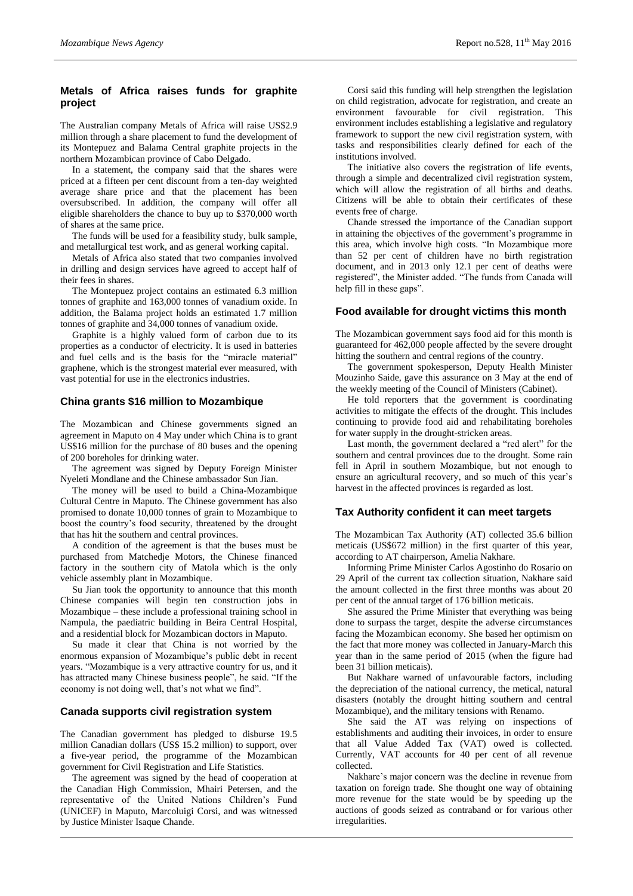## Metals of Africa raises funds for graphite project

The Australian company Metals of Africa will raise US$2.9 million through a share placement to fund the development of its Montepuez and Balama Central graphite projects in the northern Mozambican province of Cabo Delgado.

In a statement, the company said that the shares were priced at a fifteen per cent discount from a ten-day weighted average share price and that the placement has been oversubscribed. In addition, the company will offer all eligible shareholders the chance to buy up to $370,000 worth of shares at the same price.

The funds will be used for a feasibility study, bulk sample, and metallurgical test work, and as general working capital.

Metals of Africa also stated that two companies involved in drilling and design services have agreed to accept half of their fees in shares.

The Montepuez project contains an estimated 6.3 million tonnes of graphite and 163,000 tonnes of vanadium oxide. In addition, the Balama project holds an estimated 1.7 million tonnes of graphite and 34,000 tonnes of vanadium oxide.

Graphite is a highly valued form of carbon due to its properties as a conductor of electricity. It is used in batteries and fuel cells and is the basis for the "miracle material" graphene, which is the strongest material ever measured, with vast potential for use in the electronics industries.

## China grants $16 million to Mozambique

The Mozambican and Chinese governments signed an agreement in Maputo on 4 May under which China is to grant US$16 million for the purchase of 80 buses and the opening of 200 boreholes for drinking water.

The agreement was signed by Deputy Foreign Minister Nyeleti Mondlane and the Chinese ambassador Sun Jian.

The money will be used to build a China-Mozambique Cultural Centre in Maputo. The Chinese government has also promised to donate 10,000 tonnes of grain to Mozambique to boost the country's food security, threatened by the drought that has hit the southern and central provinces.

A condition of the agreement is that the buses must be purchased from Matchedje Motors, the Chinese financed factory in the southern city of Matola which is the only vehicle assembly plant in Mozambique.

Su Jian took the opportunity to announce that this month Chinese companies will begin ten construction jobs in Mozambique – these include a professional training school in Nampula, the paediatric building in Beira Central Hospital, and a residential block for Mozambican doctors in Maputo.

Su made it clear that China is not worried by the enormous expansion of Mozambique's public debt in recent years. "Mozambique is a very attractive country for us, and it has attracted many Chinese business people", he said. "If the economy is not doing well, that's not what we find".

## Canada supports civil registration system

The Canadian government has pledged to disburse 19.5 million Canadian dollars (US$ 15.2 million) to support, over a five-year period, the programme of the Mozambican government for Civil Registration and Life Statistics.

The agreement was signed by the head of cooperation at the Canadian High Commission, Mhairi Petersen, and the representative of the United Nations Children's Fund (UNICEF) in Maputo, Marcoluigi Corsi, and was witnessed by Justice Minister Isaque Chande.

Corsi said this funding will help strengthen the legislation on child registration, advocate for registration, and create an environment favourable for civil registration. This environment includes establishing a legislative and regulatory framework to support the new civil registration system, with tasks and responsibilities clearly defined for each of the institutions involved.

The initiative also covers the registration of life events, through a simple and decentralized civil registration system, which will allow the registration of all births and deaths. Citizens will be able to obtain their certificates of these events free of charge.

Chande stressed the importance of the Canadian support in attaining the objectives of the government's programme in this area, which involve high costs. "In Mozambique more than 52 per cent of children have no birth registration document, and in 2013 only 12.1 per cent of deaths were registered", the Minister added. "The funds from Canada will help fill in these gaps".

## Food available for drought victims this month

The Mozambican government says food aid for this month is guaranteed for 462,000 people affected by the severe drought hitting the southern and central regions of the country.

The government spokesperson, Deputy Health Minister Mouzinho Saide, gave this assurance on 3 May at the end of the weekly meeting of the Council of Ministers (Cabinet).

He told reporters that the government is coordinating activities to mitigate the effects of the drought. This includes continuing to provide food aid and rehabilitating boreholes for water supply in the drought-stricken areas.

Last month, the government declared a "red alert" for the southern and central provinces due to the drought. Some rain fell in April in southern Mozambique, but not enough to ensure an agricultural recovery, and so much of this year's harvest in the affected provinces is regarded as lost.

## Tax Authority confident it can meet targets

The Mozambican Tax Authority (AT) collected 35.6 billion meticais (US$672 million) in the first quarter of this year, according to AT chairperson, Amelia Nakhare.

Informing Prime Minister Carlos Agostinho do Rosario on 29 April of the current tax collection situation, Nakhare said the amount collected in the first three months was about 20 per cent of the annual target of 176 billion meticais.

She assured the Prime Minister that everything was being done to surpass the target, despite the adverse circumstances facing the Mozambican economy. She based her optimism on the fact that more money was collected in January-March this year than in the same period of 2015 (when the figure had been 31 billion meticais).

But Nakhare warned of unfavourable factors, including the depreciation of the national currency, the metical, natural disasters (notably the drought hitting southern and central Mozambique), and the military tensions with Renamo.

She said the AT was relying on inspections of establishments and auditing their invoices, in order to ensure that all Value Added Tax (VAT) owed is collected. Currently, VAT accounts for 40 per cent of all revenue collected.

Nakhare's major concern was the decline in revenue from taxation on foreign trade. She thought one way of obtaining more revenue for the state would be by speeding up the auctions of goods seized as contraband or for various other irregularities.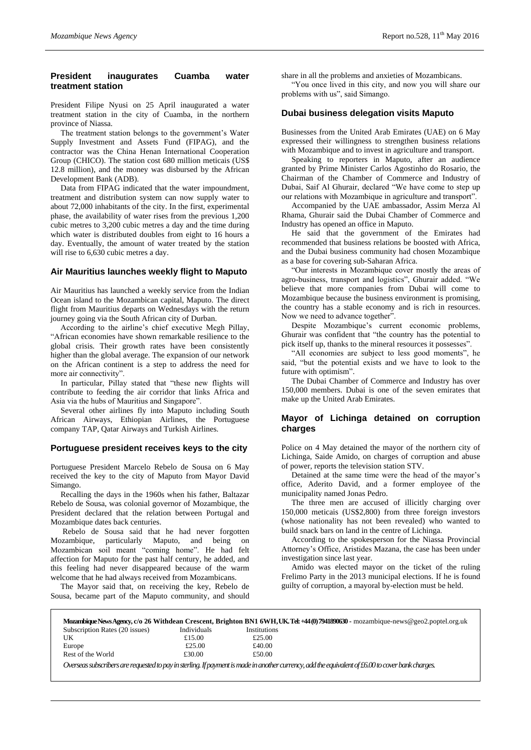## President inaugurates Cuamba water treatment station

President Filipe Nyusi on 25 April inaugurated a water treatment station in the city of Cuamba, in the northern province of Niassa.

The treatment station belongs to the government's Water Supply Investment and Assets Fund (FIPAG), and the contractor was the China Henan International Cooperation Group (CHICO). The station cost 680 million meticais (US$ 12.8 million), and the money was disbursed by the African Development Bank (ADB).

Data from FIPAG indicated that the water impoundment, treatment and distribution system can now supply water to about 72,000 inhabitants of the city. In the first, experimental phase, the availability of water rises from the previous 1,200 cubic metres to 3,200 cubic metres a day and the time during which water is distributed doubles from eight to 16 hours a day. Eventually, the amount of water treated by the station will rise to 6,630 cubic metres a day.

## Air Mauritius launches weekly flight to Maputo

Air Mauritius has launched a weekly service from the Indian Ocean island to the Mozambican capital, Maputo. The direct flight from Mauritius departs on Wednesdays with the return journey going via the South African city of Durban.

According to the airline's chief executive Megh Pillay, "African economies have shown remarkable resilience to the global crisis. Their growth rates have been consistently higher than the global average. The expansion of our network on the African continent is a step to address the need for more air connectivity".

In particular, Pillay stated that "these new flights will contribute to feeding the air corridor that links Africa and Asia via the hubs of Mauritius and Singapore".

Several other airlines fly into Maputo including South African Airways, Ethiopian Airlines, the Portuguese company TAP, Qatar Airways and Turkish Airlines.

## Portuguese president receives keys to the city

Portuguese President Marcelo Rebelo de Sousa on 6 May received the key to the city of Maputo from Mayor David Simango.

Recalling the days in the 1960s when his father, Baltazar Rebelo de Sousa, was colonial governor of Mozambique, the President declared that the relation between Portugal and Mozambique dates back centuries.

Rebelo de Sousa said that he had never forgotten Mozambique, particularly Maputo, and being on Mozambican soil meant "coming home". He had felt affection for Maputo for the past half century, he added, and this feeling had never disappeared because of the warm welcome that he had always received from Mozambicans.

The Mayor said that, on receiving the key, Rebelo de Sousa, became part of the Maputo community, and should share in all the problems and anxieties of Mozambicans.

"You once lived in this city, and now you will share our problems with us", said Simango.

## Dubai business delegation visits Maputo

Businesses from the United Arab Emirates (UAE) on 6 May expressed their willingness to strengthen business relations with Mozambique and to invest in agriculture and transport.

Speaking to reporters in Maputo, after an audience granted by Prime Minister Carlos Agostinho do Rosario, the Chairman of the Chamber of Commerce and Industry of Dubai, Saif Al Ghurair, declared "We have come to step up our relations with Mozambique in agriculture and transport".

Accompanied by the UAE ambassador, Assim Merza Al Rhama, Ghurair said the Dubai Chamber of Commerce and Industry has opened an office in Maputo.

He said that the government of the Emirates had recommended that business relations be boosted with Africa, and the Dubai business community had chosen Mozambique as a base for covering sub-Saharan Africa.

"Our interests in Mozambique cover mostly the areas of agro-business, transport and logistics", Ghurair added. "We believe that more companies from Dubai will come to Mozambique because the business environment is promising, the country has a stable economy and is rich in resources. Now we need to advance together".

Despite Mozambique's current economic problems, Ghurair was confident that "the country has the potential to pick itself up, thanks to the mineral resources it possesses".

"All economies are subject to less good moments", he said, "but the potential exists and we have to look to the future with optimism".

The Dubai Chamber of Commerce and Industry has over 150,000 members. Dubai is one of the seven emirates that make up the United Arab Emirates.

## Mayor of Lichinga detained on corruption charges

Police on 4 May detained the mayor of the northern city of Lichinga, Saide Amido, on charges of corruption and abuse of power, reports the television station STV.

Detained at the same time were the head of the mayor's office, Aderito David, and a former employee of the municipality named Jonas Pedro.

The three men are accused of illicitly charging over 150,000 meticais (US$2,800) from three foreign investors (whose nationality has not been revealed) who wanted to build snack bars on land in the centre of Lichinga.

According to the spokesperson for the Niassa Provincial Attorney's Office, Aristides Mazana, the case has been under investigation since last year.

Amido was elected mayor on the ticket of the ruling Frelimo Party in the 2013 municipal elections. If he is found guilty of corruption, a mayoral by-election must be held.

---

**Mozambique News Agency, c/o 26 Withdean Crescent, Brighton BN1 6WH, UK. Tel: +44 (0) 7941890630** - mozambique-news@geo2.poptel.org.uk

| Subscription Rates (20 issues) | Individuals | Institutions |
|---|---|---|
| UK | £15.00 | £25.00 |
| Europe | £25.00 | £40.00 |
| Rest of the World | £30.00 | £50.00 |

*Overseas subscribers are requested to pay in sterling. If payment is made in another currency, add the equivalent of £6.00 to cover bank charges.*